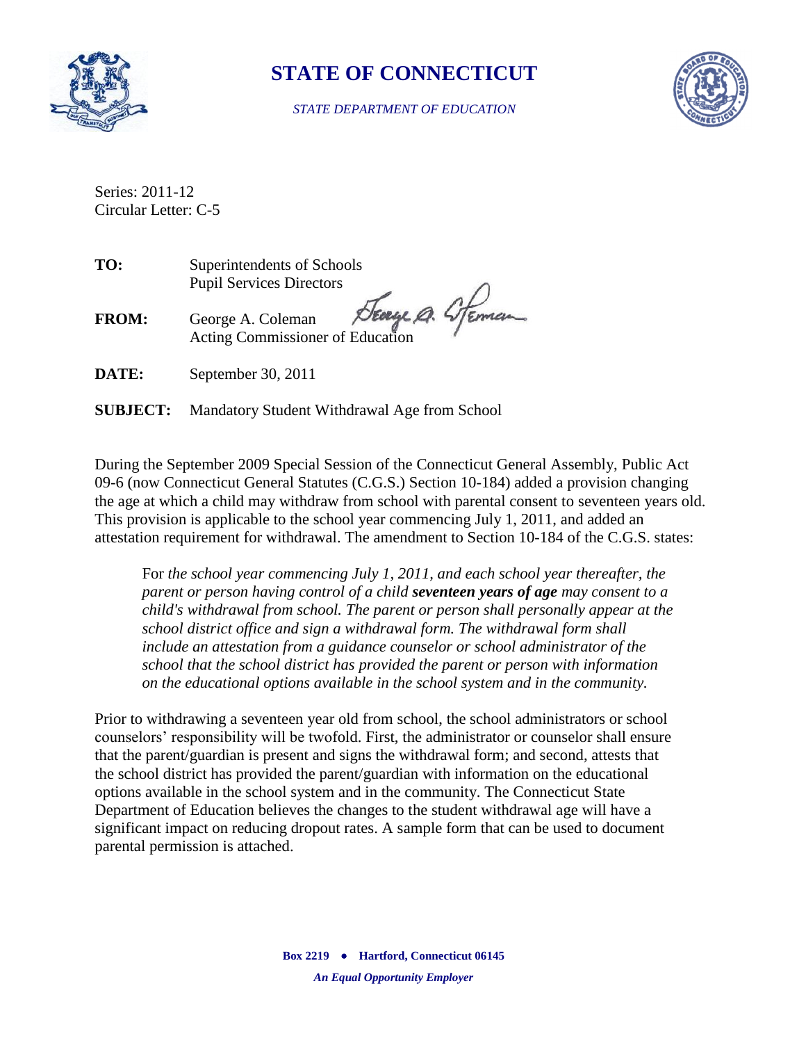# STATE OF CONNECTICUT

*STATE DEPARTMENT OF EDUCATION*

Series: 2011-12
Circular Letter: C-5

**TO:** Superintendents of Schools
Pupil Services Directors

**FROM:** George A. Coleman
Acting Commissioner of Education

**DATE:** September 30, 2011

**SUBJECT:** Mandatory Student Withdrawal Age from School

During the September 2009 Special Session of the Connecticut General Assembly, Public Act 09-6 (now Connecticut General Statutes (C.G.S.) Section 10-184) added a provision changing the age at which a child may withdraw from school with parental consent to seventeen years old. This provision is applicable to the school year commencing July 1, 2011, and added an attestation requirement for withdrawal. The amendment to Section 10-184 of the C.G.S. states:

> For *the school year commencing July 1, 2011, and each school year thereafter, the parent or person having control of a child* ***seventeen years of age*** *may consent to a child's withdrawal from school. The parent or person shall personally appear at the school district office and sign a withdrawal form. The withdrawal form shall include an attestation from a guidance counselor or school administrator of the school that the school district has provided the parent or person with information on the educational options available in the school system and in the community.*

Prior to withdrawing a seventeen year old from school, the school administrators or school counselors' responsibility will be twofold. First, the administrator or counselor shall ensure that the parent/guardian is present and signs the withdrawal form; and second, attests that the school district has provided the parent/guardian with information on the educational options available in the school system and in the community. The Connecticut State Department of Education believes the changes to the student withdrawal age will have a significant impact on reducing dropout rates. A sample form that can be used to document parental permission is attached.

**Box 2219 ● Hartford, Connecticut 06145**

***An Equal Opportunity Employer***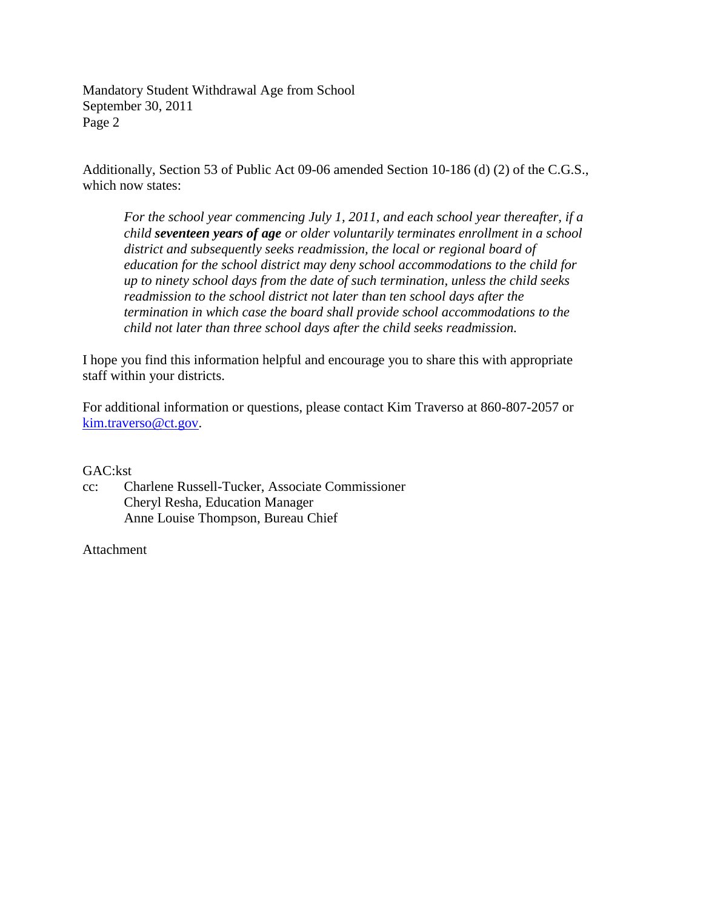Additionally, Section 53 of Public Act 09-06 amended Section 10-186 (d) (2) of the C.G.S., which now states:

> *For the school year commencing July 1, 2011, and each school year thereafter, if a child* ***seventeen years of age*** *or older voluntarily terminates enrollment in a school district and subsequently seeks readmission, the local or regional board of education for the school district may deny school accommodations to the child for up to ninety school days from the date of such termination, unless the child seeks readmission to the school district not later than ten school days after the termination in which case the board shall provide school accommodations to the child not later than three school days after the child seeks readmission.*

I hope you find this information helpful and encourage you to share this with appropriate staff within your districts.

For additional information or questions, please contact Kim Traverso at 860-807-2057 or kim.traverso@ct.gov.

GAC:kst

cc: Charlene Russell-Tucker, Associate Commissioner
Cheryl Resha, Education Manager
Anne Louise Thompson, Bureau Chief

Attachment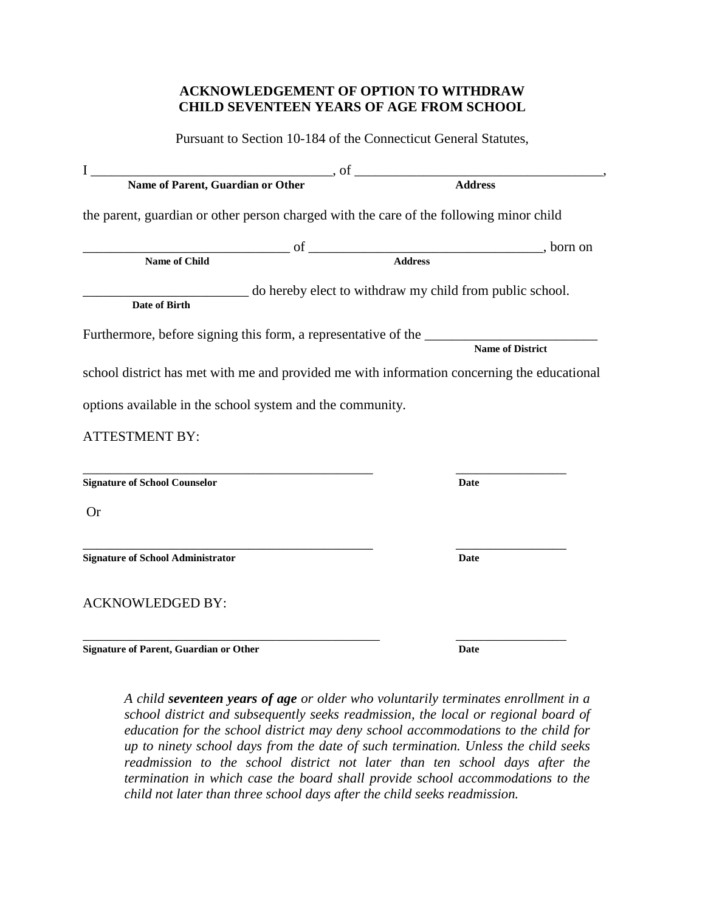**ACKNOWLEDGEMENT OF OPTION TO WITHDRAW**
**CHILD SEVENTEEN YEARS OF AGE FROM SCHOOL**

Pursuant to Section 10-184 of the Connecticut General Statutes,

I ___________________________________, of ___________________________________,
**Name of Parent, Guardian or Other** **Address**

the parent, guardian or other person charged with the care of the following minor child

______________________________ of _________________________________, born on
**Name of Child** **Address**

________________________ do hereby elect to withdraw my child from public school.
**Date of Birth**

Furthermore, before signing this form, a representative of the _________________________
**Name of District**

school district has met with me and provided me with information concerning the educational options available in the school system and the community.

ATTESTMENT BY:

_____________________________________________ _________________
**Signature of School Counselor** **Date**

Or

_____________________________________________ _________________
**Signature of School Administrator** **Date**

ACKNOWLEDGED BY:

_____________________________________________ _________________
**Signature of Parent, Guardian or Other** **Date**

*A child* ***seventeen years of age*** *or older who voluntarily terminates enrollment in a school district and subsequently seeks readmission, the local or regional board of education for the school district may deny school accommodations to the child for up to ninety school days from the date of such termination. Unless the child seeks readmission to the school district not later than ten school days after the termination in which case the board shall provide school accommodations to the child not later than three school days after the child seeks readmission.*